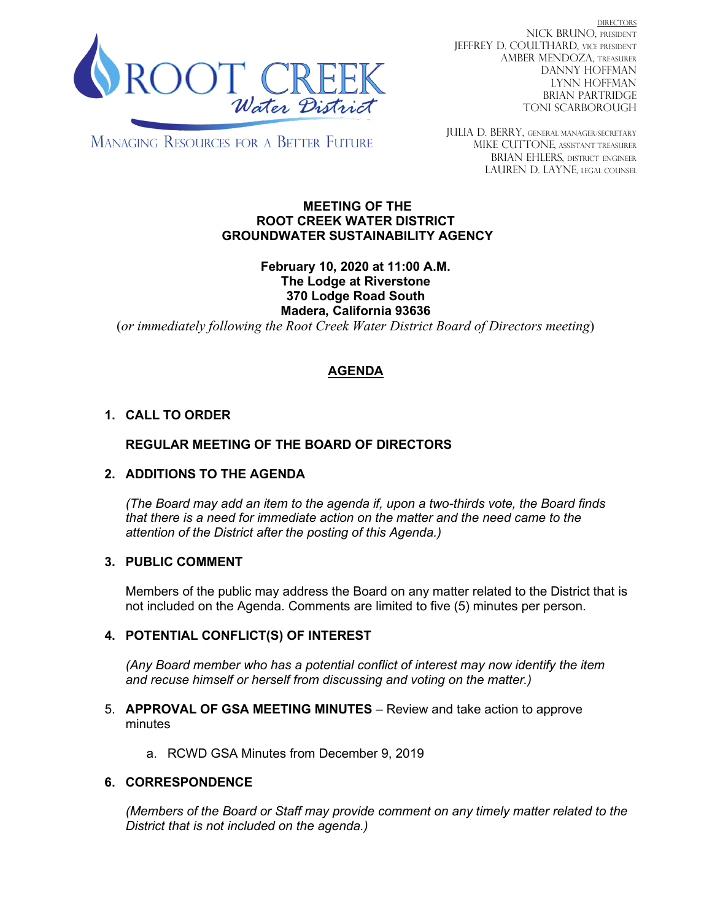ROOT CREEK *Water District*

MANAGING RESOURCES FOR A BETTER FUTURE

DIRECTORS
NICK BRUNO, PRESIDENT
JEFFREY D. COULTHARD, VICE PRESIDENT
AMBER MENDOZA, TREASURER
DANNY HOFFMAN
LYNN HOFFMAN
BRIAN PARTRIDGE
TONI SCARBOROUGH

JULIA D. BERRY, GENERAL MANAGER/SECRETARY
MIKE CUTTONE, ASSISTANT TREASURER
BRIAN EHLERS, DISTRICT ENGINEER
LAUREN D. LAYNE, LEGAL COUNSEL

**MEETING OF THE**
**ROOT CREEK WATER DISTRICT**
**GROUNDWATER SUSTAINABILITY AGENCY**

**February 10, 2020 at 11:00 A.M.**
**The Lodge at Riverstone**
**370 Lodge Road South**
**Madera, California 93636**
(*or immediately following the Root Creek Water District Board of Directors meeting*)

## AGENDA

1. **CALL TO ORDER**

   **REGULAR MEETING OF THE BOARD OF DIRECTORS**

2. **ADDITIONS TO THE AGENDA**

   *(The Board may add an item to the agenda if, upon a two-thirds vote, the Board finds that there is a need for immediate action on the matter and the need came to the attention of the District after the posting of this Agenda.)*

3. **PUBLIC COMMENT**

   Members of the public may address the Board on any matter related to the District that is not included on the Agenda. Comments are limited to five (5) minutes per person.

4. **POTENTIAL CONFLICT(S) OF INTEREST**

   *(Any Board member who has a potential conflict of interest may now identify the item and recuse himself or herself from discussing and voting on the matter.)*

5. **APPROVAL OF GSA MEETING MINUTES** – Review and take action to approve minutes

   a. RCWD GSA Minutes from December 9, 2019

6. **CORRESPONDENCE**

   *(Members of the Board or Staff may provide comment on any timely matter related to the District that is not included on the agenda.)*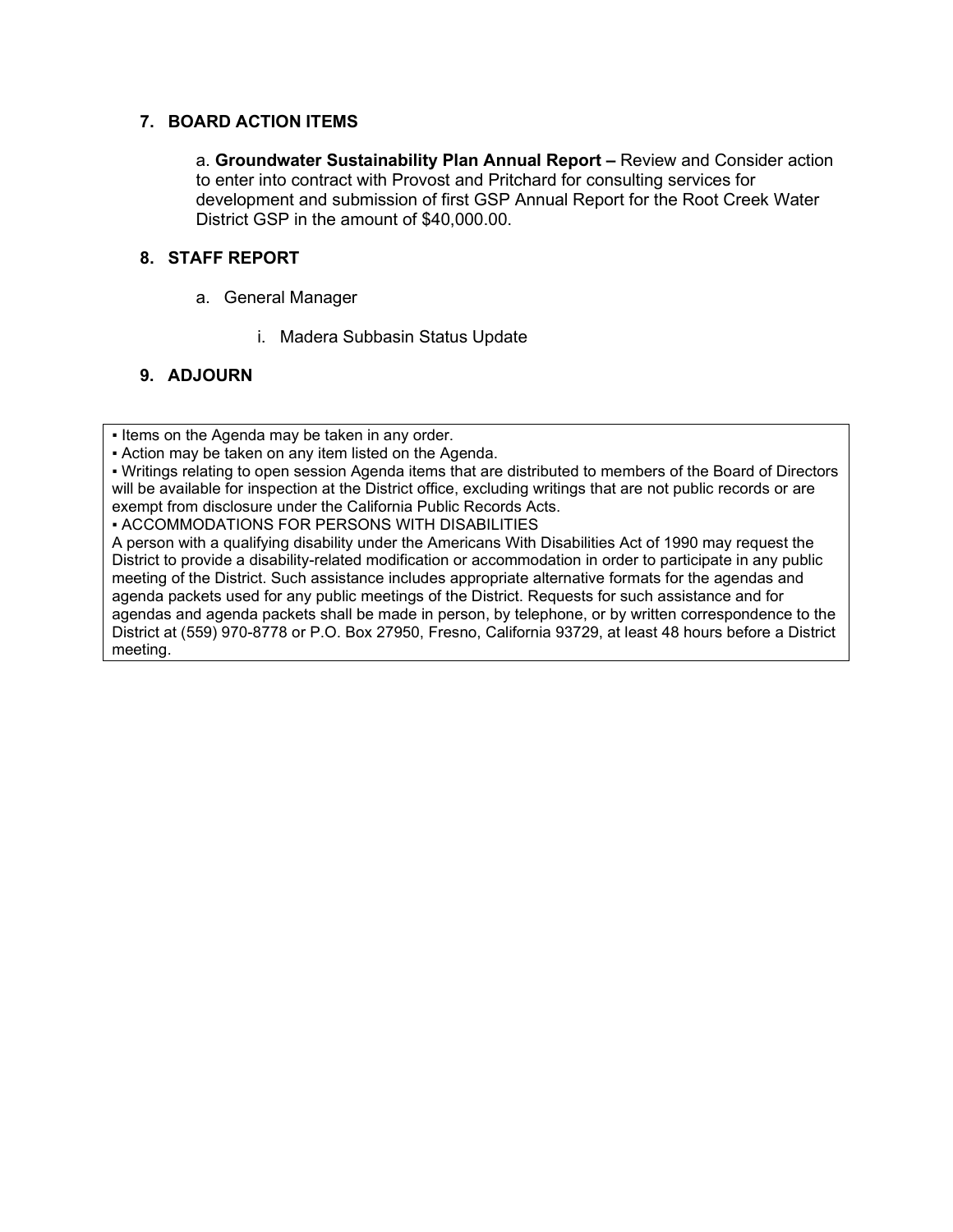## 7. BOARD ACTION ITEMS

a. **Groundwater Sustainability Plan Annual Report –** Review and Consider action to enter into contract with Provost and Pritchard for consulting services for development and submission of first GSP Annual Report for the Root Creek Water District GSP in the amount of $40,000.00.

## 8. STAFF REPORT

a. General Manager

   i. Madera Subbasin Status Update

## 9. ADJOURN

▪ Items on the Agenda may be taken in any order.
▪ Action may be taken on any item listed on the Agenda.
▪ Writings relating to open session Agenda items that are distributed to members of the Board of Directors will be available for inspection at the District office, excluding writings that are not public records or are exempt from disclosure under the California Public Records Acts.
▪ ACCOMMODATIONS FOR PERSONS WITH DISABILITIES
A person with a qualifying disability under the Americans With Disabilities Act of 1990 may request the District to provide a disability-related modification or accommodation in order to participate in any public meeting of the District. Such assistance includes appropriate alternative formats for the agendas and agenda packets used for any public meetings of the District. Requests for such assistance and for agendas and agenda packets shall be made in person, by telephone, or by written correspondence to the District at (559) 970-8778 or P.O. Box 27950, Fresno, California 93729, at least 48 hours before a District meeting.